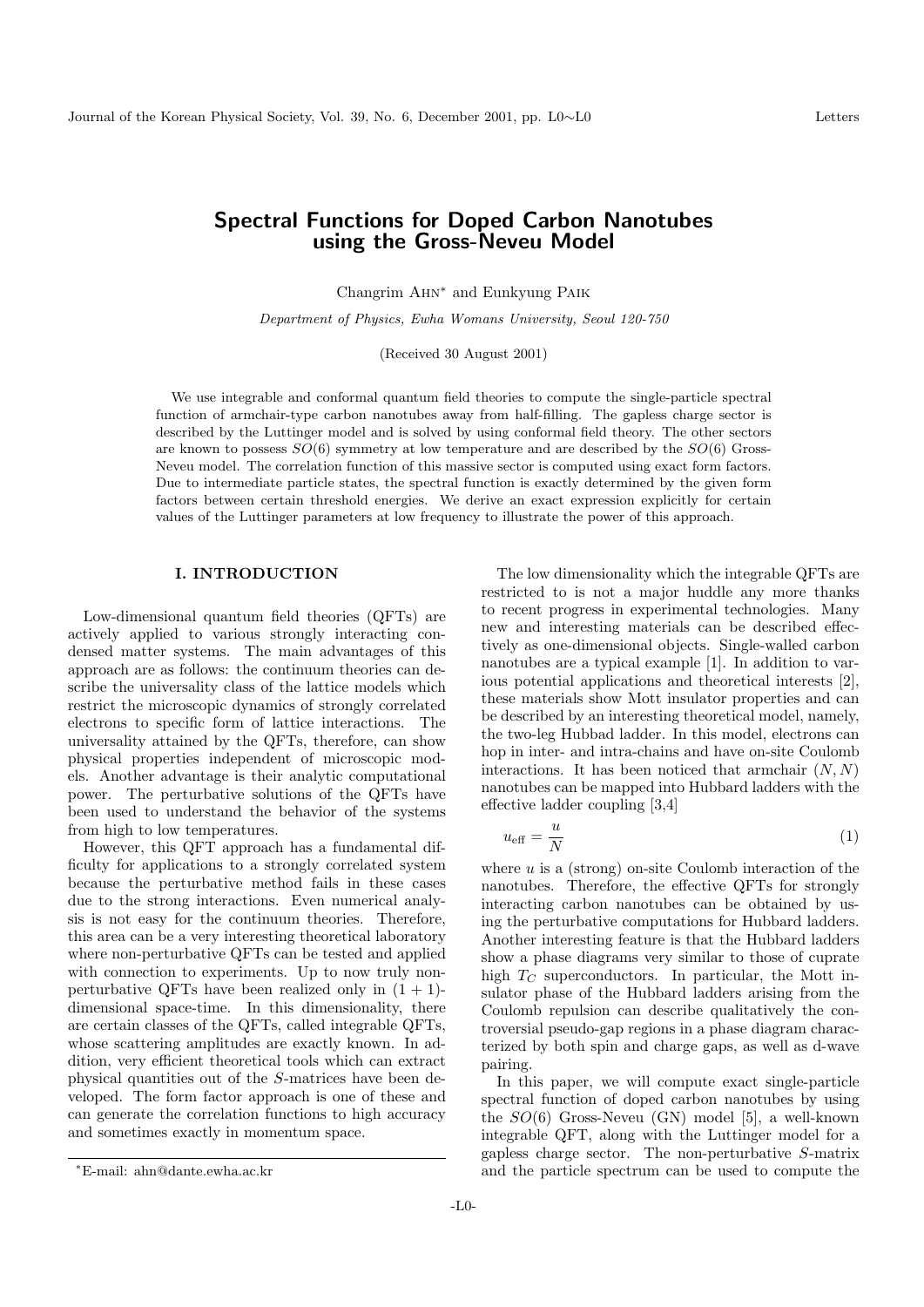# Spectral Functions for Doped Carbon Nanotubes using the Gross-Neveu Model

Changrim Ahn* and Eunkyung Paik

*Department of Physics, Ewha Womans University, Seoul 120-750*

(Received 30 August 2001)

We use integrable and conformal quantum field theories to compute the single-particle spectral function of armchair-type carbon nanotubes away from half-filling. The gapless charge sector is described by the Luttinger model and is solved by using conformal field theory. The other sectors are known to possess $SO(6)$ symmetry at low temperature and are described by the $SO(6)$ Gross-Neveu model. The correlation function of this massive sector is computed using exact form factors. Due to intermediate particle states, the spectral function is exactly determined by the given form factors between certain threshold energies. We derive an exact expression explicitly for certain values of the Luttinger parameters at low frequency to illustrate the power of this approach.

## I. INTRODUCTION

Low-dimensional quantum field theories (QFTs) are actively applied to various strongly interacting condensed matter systems. The main advantages of this approach are as follows: the continuum theories can describe the universality class of the lattice models which restrict the microscopic dynamics of strongly correlated electrons to specific form of lattice interactions. The universality attained by the QFTs, therefore, can show physical properties independent of microscopic models. Another advantage is their analytic computational power. The perturbative solutions of the QFTs have been used to understand the behavior of the systems from high to low temperatures.

However, this QFT approach has a fundamental difficulty for applications to a strongly correlated system because the perturbative method fails in these cases due to the strong interactions. Even numerical analysis is not easy for the continuum theories. Therefore, this area can be a very interesting theoretical laboratory where non-perturbative QFTs can be tested and applied with connection to experiments. Up to now truly non-perturbative QFTs have been realized only in $(1+1)$-dimensional space-time. In this dimensionality, there are certain classes of the QFTs, called integrable QFTs, whose scattering amplitudes are exactly known. In addition, very efficient theoretical tools which can extract physical quantities out of the $S$-matrices have been developed. The form factor approach is one of these and can generate the correlation functions to high accuracy and sometimes exactly in momentum space.

The low dimensionality which the integrable QFTs are restricted to is not a major huddle any more thanks to recent progress in experimental technologies. Many new and interesting materials can be described effectively as one-dimensional objects. Single-walled carbon nanotubes are a typical example [1]. In addition to various potential applications and theoretical interests [2], these materials show Mott insulator properties and can be described by an interesting theoretical model, namely, the two-leg Hubbad ladder. In this model, electrons can hop in inter- and intra-chains and have on-site Coulomb interactions. It has been noticed that armchair $(N, N)$ nanotubes can be mapped into Hubbard ladders with the effective ladder coupling [3,4]

$$u_{\text{eff}} = \frac{u}{N} \tag{1}$$

where $u$ is a (strong) on-site Coulomb interaction of the nanotubes. Therefore, the effective QFTs for strongly interacting carbon nanotubes can be obtained by using the perturbative computations for Hubbard ladders. Another interesting feature is that the Hubbard ladders show a phase diagrams very similar to those of cuprate high $T_C$ superconductors. In particular, the Mott insulator phase of the Hubbard ladders arising from the Coulomb repulsion can describe qualitatively the controversial pseudo-gap regions in a phase diagram characterized by both spin and charge gaps, as well as d-wave pairing.

In this paper, we will compute exact single-particle spectral function of doped carbon nanotubes by using the $SO(6)$ Gross-Neveu (GN) model [5], a well-known integrable QFT, along with the Luttinger model for a gapless charge sector. The non-perturbative $S$-matrix and the particle spectrum can be used to compute the

*E-mail: ahn@dante.ewha.ac.kr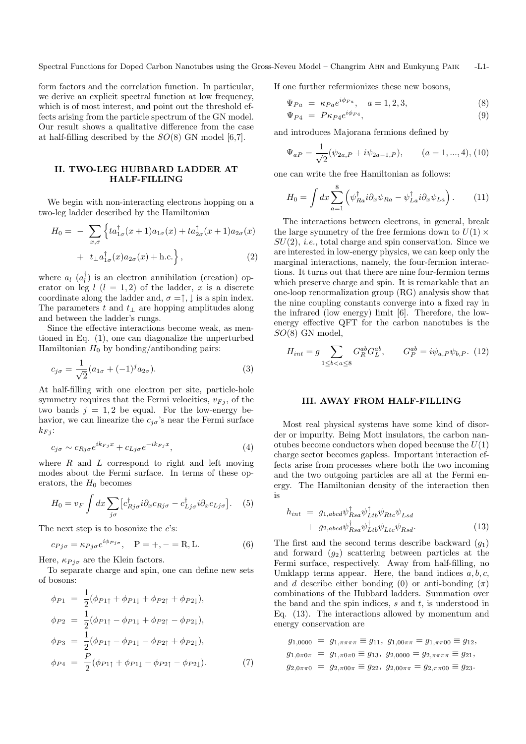form factors and the correlation function. In particular, we derive an explicit spectral function at low frequency, which is of most interest, and point out the threshold effects arising from the particle spectrum of the GN model. Our result shows a qualitative difference from the case at half-filling described by the $SO(8)$ GN model [6,7].

## II. TWO-LEG HUBBARD LADDER AT HALF-FILLING

We begin with non-interacting electrons hopping on a two-leg ladder described by the Hamiltonian

$$
\begin{aligned}
H_0 = & - \sum_{x,\sigma} \Big\{ t a_{1\sigma}^\dagger(x+1) a_{1\sigma}(x) + t a_{2\sigma}^\dagger(x+1) a_{2\sigma}(x) \\
& + t_\perp a_{1\sigma}^\dagger(x) a_{2\sigma}(x) + \text{h.c.} \Big\}, \qquad (2)
\end{aligned}
$$

where $a_l$ ($a_l^\dagger$) is an electron annihilation (creation) operator on leg $l$ ($l = 1, 2$) of the ladder, $x$ is a discrete coordinate along the ladder and, $\sigma = \uparrow, \downarrow$ is a spin index. The parameters $t$ and $t_\perp$ are hopping amplitudes along and between the ladder's rungs.

Since the effective interactions become weak, as mentioned in Eq. (1), one can diagonalize the unperturbed Hamiltonian $H_0$ by bonding/antibonding pairs:

$$
c_{j\sigma} = \frac{1}{\sqrt{2}}(a_{1\sigma} + (-1)^j a_{2\sigma}). \qquad (3)
$$

At half-filling with one electron per site, particle-hole symmetry requires that the Fermi velocities, $v_{Fj}$, of the two bands $j = 1, 2$ be equal. For the low-energy behavior, we can linearize the $c_{j\sigma}$'s near the Fermi surface $k_{Fj}$:

$$
c_{j\sigma} \sim c_{Rj\sigma} e^{ik_{Fj}x} + c_{Lj\sigma} e^{-ik_{Fj}x}, \qquad (4)
$$

where $R$ and $L$ correspond to right and left moving modes about the Fermi surface. In terms of these operators, the $H_0$ becomes

$$
H_0 = v_F \int dx \sum_{j\sigma} \big[ c_{Rj\sigma}^\dagger i\partial_x c_{Rj\sigma} - c_{Lj\sigma}^\dagger i\partial_x c_{Lj\sigma} \big]. \qquad (5)
$$

The next step is to bosonize the $c$'s:

$$
c_{Pj\sigma} = \kappa_{Pj\sigma} e^{i\phi_{Pj\sigma}}, \quad \mathrm{P} = +, - = \mathrm{R}, \mathrm{L}. \qquad (6)
$$

Here, $\kappa_{Pj\sigma}$ are the Klein factors.

To separate charge and spin, one can define new sets of bosons:

$$
\begin{aligned}
\phi_{P1} &= \frac{1}{2}(\phi_{P1\uparrow} + \phi_{P1\downarrow} + \phi_{P2\uparrow} + \phi_{P2\downarrow}), \\
\phi_{P2} &= \frac{1}{2}(\phi_{P1\uparrow} - \phi_{P1\downarrow} + \phi_{P2\uparrow} - \phi_{P2\downarrow}), \\
\phi_{P3} &= \frac{1}{2}(\phi_{P1\uparrow} - \phi_{P1\downarrow} - \phi_{P2\uparrow} + \phi_{P2\downarrow}), \\
\phi_{P4} &= \frac{P}{2}(\phi_{P1\uparrow} + \phi_{P1\downarrow} - \phi_{P2\uparrow} - \phi_{P2\downarrow}). \qquad (7)
\end{aligned}
$$

If one further refermionizes these new bosons,

$$
\begin{aligned}
\Psi_{Pa} &= \kappa_{Pa} e^{i\phi_{Pa}}, \quad a = 1, 2, 3, \qquad (8) \\
\Psi_{P4} &= P\kappa_{P4} e^{i\phi_{P4}}, \qquad (9)
\end{aligned}
$$

and introduces Majorana fermions defined by

$$
\Psi_{aP} = \frac{1}{\sqrt{2}}(\psi_{2a,P} + i\psi_{2a-1,P}), \qquad (a = 1, ..., 4), \qquad (10)
$$

one can write the free Hamiltonian as follows:

$$
H_0 = \int dx \sum_{a=1}^{8} \left( \psi_{Ra}^\dagger i\partial_x \psi_{Ra} - \psi_{La}^\dagger i\partial_x \psi_{La} \right). \qquad (11)
$$

The interactions between electrons, in general, break the large symmetry of the free fermions down to $U(1) \times SU(2)$, *i.e.*, total charge and spin conservation. Since we are interested in low-energy physics, we can keep only the marginal interactions, namely, the four-fermion interactions. It turns out that there are nine four-fermion terms which preserve charge and spin. It is remarkable that an one-loop renormalization group (RG) analysis show that the nine coupling constants converge into a fixed ray in the infrared (low energy) limit [6]. Therefore, the low-energy effective QFT for the carbon nanotubes is the $SO(8)$ GN model,

$$
H_{int} = g \sum_{1 \le b < a \le 8} G_R^{ab} G_L^{ab}, \qquad G_P^{ab} = i\psi_{a,P}\psi_{b,P}. \qquad (12)
$$

## III. AWAY FROM HALF-FILLING

Most real physical systems have some kind of disorder or impurity. Being Mott insulators, the carbon nanotubes become conductors when doped because the $U(1)$ charge sector becomes gapless. Important interaction effects arise from processes where both the two incoming and the two outgoing particles are all at the Fermi energy. The Hamiltonian density of the interaction then is

$$
\begin{aligned}
h_{int} &= g_{1,abcd} \psi_{Rsa}^\dagger \psi_{Ltb}^\dagger \psi_{Rtc} \psi_{Lsd} \\
&+ g_{2,abcd} \psi_{Rsa}^\dagger \psi_{Ltb}^\dagger \psi_{Ltc} \psi_{Rsd}. \qquad (13)
\end{aligned}
$$

The first and the second terms describe backward ($g_1$) and forward ($g_2$) scattering between particles at the Fermi surface, respectively. Away from half-filling, no Umklapp terms appear. Here, the band indices $a, b, c,$ and $d$ describe either bonding (0) or anti-bonding ($\pi$) combinations of the Hubbard ladders. Summation over the band and the spin indices, $s$ and $t$, is understood in Eq. (13). The interactions allowed by momentum and energy conservation are

$$
\begin{aligned}
g_{1,0000} &= g_{1,\pi\pi\pi\pi} \equiv g_{11}, \; g_{1,00\pi\pi} = g_{1,\pi\pi 00} \equiv g_{12}, \\
g_{1,0\pi 0\pi} &= g_{1,\pi 0\pi 0} \equiv g_{13}, \; g_{2,0000} = g_{2,\pi\pi\pi\pi} \equiv g_{21}, \\
g_{2,0\pi\pi 0} &= g_{2,\pi 00\pi} \equiv g_{22}, \; g_{2,00\pi\pi} = g_{2,\pi\pi 00} \equiv g_{23}.
\end{aligned}
$$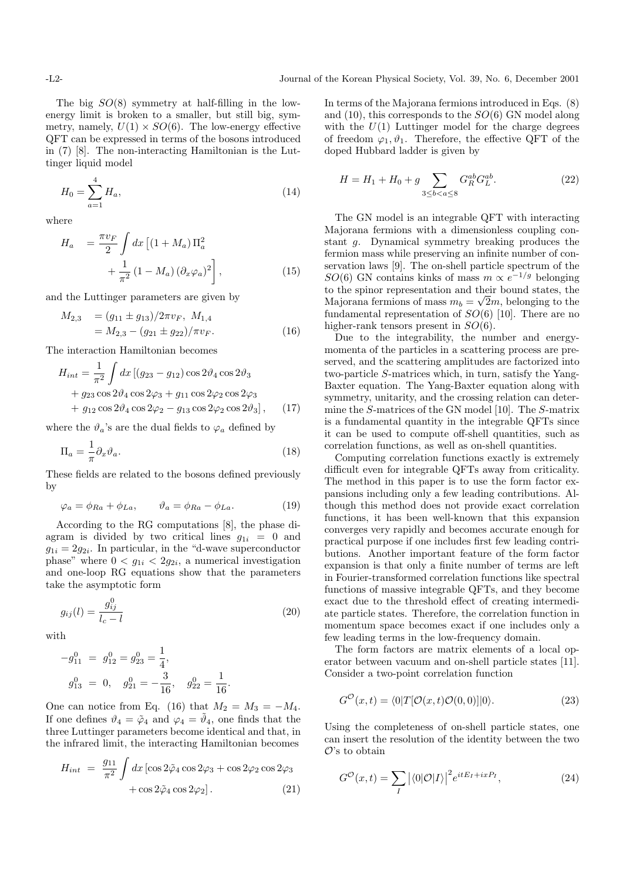The big $SO(8)$ symmetry at half-filling in the low-energy limit is broken to a smaller, but still big, symmetry, namely, $U(1) \times SO(6)$. The low-energy effective QFT can be expressed in terms of the bosons introduced in (7) [8]. The non-interacting Hamiltonian is the Luttinger liquid model

$$H_0 = \sum_{a=1}^{4} H_a, \tag{14}$$

where

$$\begin{aligned} H_a \ &= \frac{\pi v_F}{2} \int dx \left[ (1 + M_a) \Pi_a^2 \right. \\ &\left. + \frac{1}{\pi^2} (1 - M_a) (\partial_x \varphi_a)^2 \right], \end{aligned} \tag{15}$$

and the Luttinger parameters are given by

$$\begin{aligned} M_{2,3} \ &= (g_{11} \pm g_{13})/2\pi v_F, \ M_{1,4} \\ &= M_{2,3} - (g_{21} \pm g_{22})/\pi v_F. \end{aligned} \tag{16}$$

The interaction Hamiltonian becomes

$$\begin{aligned} H_{int} = \frac{1}{\pi^2} \int dx \, [&(g_{23} - g_{12}) \cos 2\vartheta_4 \cos 2\vartheta_3 \\ &+ g_{23} \cos 2\vartheta_4 \cos 2\varphi_3 + g_{11} \cos 2\varphi_2 \cos 2\varphi_3 \\ &+ g_{12} \cos 2\vartheta_4 \cos 2\varphi_2 - g_{13} \cos 2\varphi_2 \cos 2\vartheta_3], \end{aligned} \tag{17}$$

where the $\vartheta_a$'s are the dual fields to $\varphi_a$ defined by

$$\Pi_a = \frac{1}{\pi} \partial_x \vartheta_a. \tag{18}$$

These fields are related to the bosons defined previously by

$$\varphi_a = \phi_{Ra} + \phi_{La}, \qquad \vartheta_a = \phi_{Ra} - \phi_{La}. \tag{19}$$

According to the RG computations [8], the phase diagram is divided by two critical lines $g_{1i} = 0$ and $g_{1i} = 2g_{2i}$. In particular, in the "d-wave superconductor phase" where $0 < g_{1i} < 2g_{2i}$, a numerical investigation and one-loop RG equations show that the parameters take the asymptotic form

$$g_{ij}(l) = \frac{g_{ij}^0}{l_c - l} \tag{20}$$

with

$$\begin{aligned} -g_{11}^0 \ &= \ g_{12}^0 = g_{23}^0 = \frac{1}{4}, \\ g_{13}^0 \ &= \ 0, \quad g_{21}^0 = -\frac{3}{16}, \quad g_{22}^0 = \frac{1}{16}. \end{aligned}$$

One can notice from Eq. (16) that $M_2 = M_3 = -M_4$. If one defines $\vartheta_4 = \tilde{\varphi}_4$ and $\varphi_4 = \tilde{\vartheta}_4$, one finds that the three Luttinger parameters become identical and that, in the infrared limit, the interacting Hamiltonian becomes

$$\begin{aligned} H_{int} \ = \ \frac{g_{11}}{\pi^2} \int dx \, [&\cos 2\tilde{\varphi}_4 \cos 2\varphi_3 + \cos 2\varphi_2 \cos 2\varphi_3 \\ &+ \cos 2\tilde{\varphi}_4 \cos 2\varphi_2]. \end{aligned} \tag{21}$$

In terms of the Majorana fermions introduced in Eqs. (8) and (10), this corresponds to the $SO(6)$ GN model along with the $U(1)$ Luttinger model for the charge degrees of freedom $\varphi_1, \vartheta_1$. Therefore, the effective QFT of the doped Hubbard ladder is given by

$$H = H_1 + H_0 + g \sum_{3 \le b < a \le 8} G_R^{ab} G_L^{ab}. \tag{22}$$

The GN model is an integrable QFT with interacting Majorana fermions with a dimensionless coupling constant $g$. Dynamical symmetry breaking produces the fermion mass while preserving an infinite number of conservation laws [9]. The on-shell particle spectrum of the $SO(6)$ GN contains kinks of mass $m \propto e^{-1/g}$ belonging to the spinor representation and their bound states, the Majorana fermions of mass $m_b = \sqrt{2}m$, belonging to the fundamental representation of $SO(6)$ [10]. There are no higher-rank tensors present in $SO(6)$.

Due to the integrability, the number and energy-momenta of the particles in a scattering process are preserved, and the scattering amplitudes are factorized into two-particle $S$-matrices which, in turn, satisfy the Yang-Baxter equation. The Yang-Baxter equation along with symmetry, unitarity, and the crossing relation can determine the $S$-matrices of the GN model [10]. The $S$-matrix is a fundamental quantity in the integrable QFTs since it can be used to compute off-shell quantities, such as correlation functions, as well as on-shell quantities.

Computing correlation functions exactly is extremely difficult even for integrable QFTs away from criticality. The method in this paper is to use the form factor expansions including only a few leading contributions. Although this method does not provide exact correlation functions, it has been well-known that this expansion converges very rapidly and becomes accurate enough for practical purpose if one includes first few leading contributions. Another important feature of the form factor expansion is that only a finite number of terms are left in Fourier-transformed correlation functions like spectral functions of massive integrable QFTs, and they become exact due to the threshold effect of creating intermediate particle states. Therefore, the correlation function in momentum space becomes exact if one includes only a few leading terms in the low-frequency domain.

The form factors are matrix elements of a local operator between vacuum and on-shell particle states [11]. Consider a two-point correlation function

$$G^{\mathcal{O}}(x,t) = \langle 0 | T[\mathcal{O}(x,t) \mathcal{O}(0,0)] | 0 \rangle. \tag{23}$$

Using the completeness of on-shell particle states, one can insert the resolution of the identity between the two $\mathcal{O}$'s to obtain

$$G^{\mathcal{O}}(x,t) = \sum_I \left| \langle 0 | \mathcal{O} | I \rangle \right|^2 e^{itE_I + ixP_I}, \tag{24}$$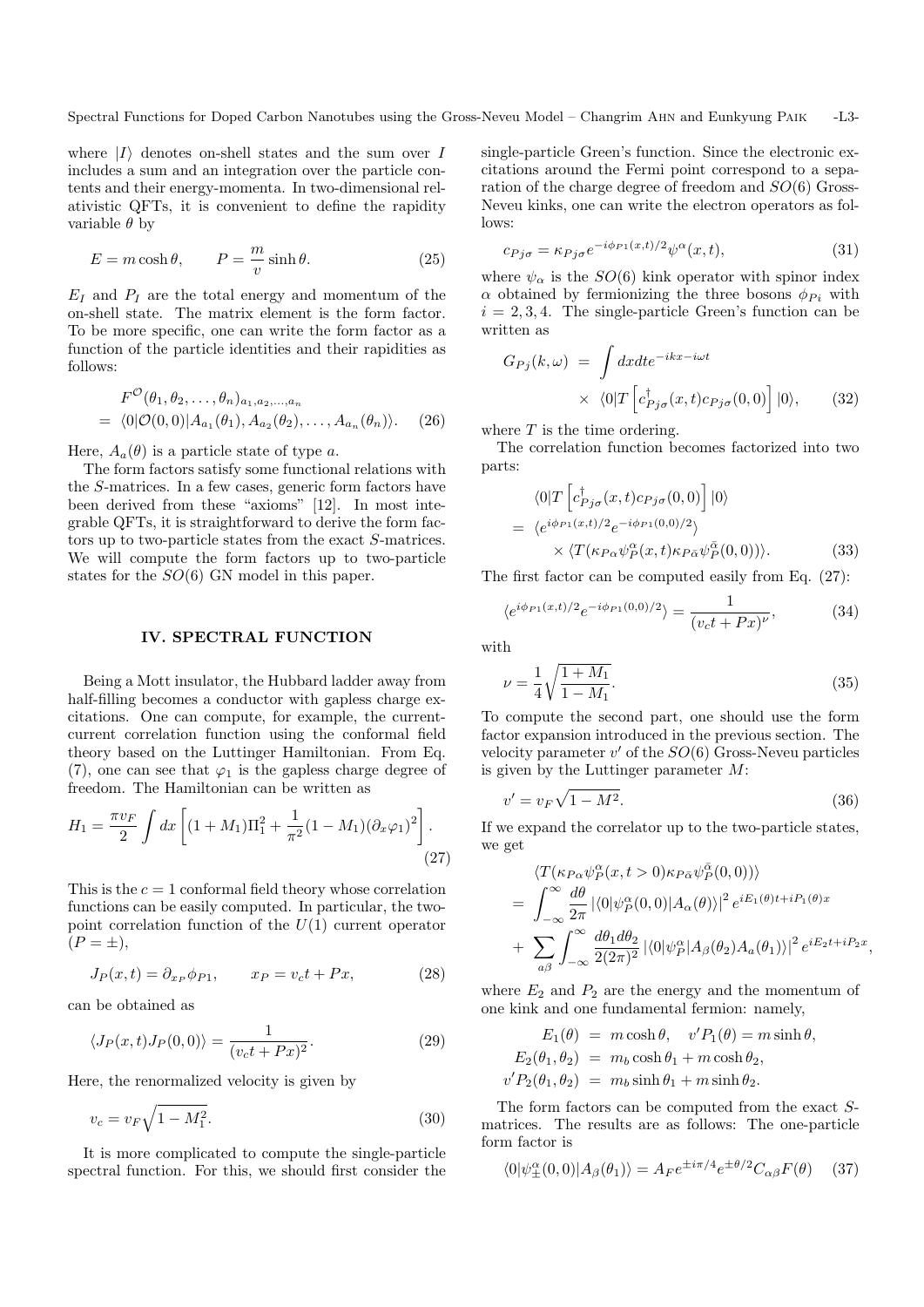where $|I\rangle$ denotes on-shell states and the sum over $I$ includes a sum and an integration over the particle contents and their energy-momenta. In two-dimensional relativistic QFTs, it is convenient to define the rapidity variable $\theta$ by

$$E = m\cosh\theta, \qquad P = \frac{m}{v}\sinh\theta. \tag{25}$$

$E_I$ and $P_I$ are the total energy and momentum of the on-shell state. The matrix element is the form factor. To be more specific, one can write the form factor as a function of the particle identities and their rapidities as follows:

$$\begin{aligned} &F^{\mathcal{O}}(\theta_1,\theta_2,\ldots,\theta_n)_{a_1,a_2,\ldots,a_n} \\ &= \langle 0|\mathcal{O}(0,0)|A_{a_1}(\theta_1),A_{a_2}(\theta_2),\ldots,A_{a_n}(\theta_n)\rangle. \end{aligned} \tag{26}$$

Here, $A_a(\theta)$ is a particle state of type $a$.

The form factors satisfy some functional relations with the $S$-matrices. In a few cases, generic form factors have been derived from these "axioms" [12]. In most integrable QFTs, it is straightforward to derive the form factors up to two-particle states from the exact $S$-matrices. We will compute the form factors up to two-particle states for the $SO(6)$ GN model in this paper.

## IV. SPECTRAL FUNCTION

Being a Mott insulator, the Hubbard ladder away from half-filling becomes a conductor with gapless charge excitations. One can compute, for example, the current-current correlation function using the conformal field theory based on the Luttinger Hamiltonian. From Eq. (7), one can see that $\varphi_1$ is the gapless charge degree of freedom. The Hamiltonian can be written as

$$H_1 = \frac{\pi v_F}{2}\int dx\left[(1+M_1)\Pi_1^2 + \frac{1}{\pi^2}(1-M_1)(\partial_x\varphi_1)^2\right]. \tag{27}$$

This is the $c=1$ conformal field theory whose correlation functions can be easily computed. In particular, the two-point correlation function of the $U(1)$ current operator $(P=\pm)$,

$$J_P(x,t) = \partial_{x_P}\phi_{P1}, \qquad x_P = v_c t + Px, \tag{28}$$

can be obtained as

$$\langle J_P(x,t)J_P(0,0)\rangle = \frac{1}{(v_c t + Px)^2}. \tag{29}$$

Here, the renormalized velocity is given by

$$v_c = v_F\sqrt{1-M_1^2}. \tag{30}$$

It is more complicated to compute the single-particle spectral function. For this, we should first consider the single-particle Green's function. Since the electronic excitations around the Fermi point correspond to a separation of the charge degree of freedom and $SO(6)$ Gross-Neveu kinks, one can write the electron operators as follows:

$$c_{Pj\sigma} = \kappa_{Pj\sigma}e^{-i\phi_{P1}(x,t)/2}\psi^\alpha(x,t), \tag{31}$$

where $\psi_\alpha$ is the $SO(6)$ kink operator with spinor index $\alpha$ obtained by fermionizing the three bosons $\phi_{Pi}$ with $i=2,3,4$. The single-particle Green's function can be written as

$$\begin{aligned} G_{Pj}(k,\omega) &= \int dxdt e^{-ikx-i\omega t} \\ &\times \langle 0|T\left[c^\dagger_{Pj\sigma}(x,t)c_{Pj\sigma}(0,0)\right]|0\rangle, \end{aligned} \tag{32}$$

where $T$ is the time ordering.

The correlation function becomes factorized into two parts:

$$\begin{aligned} &\langle 0|T\left[c^\dagger_{Pj\sigma}(x,t)c_{Pj\sigma}(0,0)\right]|0\rangle \\ &= \langle e^{i\phi_{P1}(x,t)/2}e^{-i\phi_{P1}(0,0)/2}\rangle \\ &\quad\times\langle T(\kappa_{P\alpha}\psi^\alpha_P(x,t)\kappa_{P\bar{\alpha}}\psi^{\bar{\alpha}}_P(0,0))\rangle. \end{aligned} \tag{33}$$

The first factor can be computed easily from Eq. (27):

$$\langle e^{i\phi_{P1}(x,t)/2}e^{-i\phi_{P1}(0,0)/2}\rangle = \frac{1}{(v_c t + Px)^\nu}, \tag{34}$$

with

$$\nu = \frac{1}{4}\sqrt{\frac{1+M_1}{1-M_1}}. \tag{35}$$

To compute the second part, one should use the form factor expansion introduced in the previous section. The velocity parameter $v'$ of the $SO(6)$ Gross-Neveu particles is given by the Luttinger parameter $M$:

$$v' = v_F\sqrt{1-M^2}. \tag{36}$$

If we expand the correlator up to the two-particle states, we get

$$\begin{aligned} &\langle T(\kappa_{P\alpha}\psi^\alpha_P(x,t>0)\kappa_{P\bar{\alpha}}\psi^{\bar{\alpha}}_P(0,0))\rangle \\ &= \int_{-\infty}^{\infty}\frac{d\theta}{2\pi}\left|\langle 0|\psi^\alpha_P(0,0)|A_\alpha(\theta)\rangle\right|^2 e^{iE_1(\theta)t+iP_1(\theta)x} \\ &+ \sum_{a\beta}\int_{-\infty}^{\infty}\frac{d\theta_1 d\theta_2}{2(2\pi)^2}\left|\langle 0|\psi^\alpha_P|A_\beta(\theta_2)A_a(\theta_1)\rangle\right|^2 e^{iE_2 t+iP_2 x}, \end{aligned}$$

where $E_2$ and $P_2$ are the energy and the momentum of one kink and one fundamental fermion: namely,

$$\begin{aligned} E_1(\theta) &= m\cosh\theta, \quad v'P_1(\theta) = m\sinh\theta, \\ E_2(\theta_1,\theta_2) &= m_b\cosh\theta_1 + m\cosh\theta_2, \\ v'P_2(\theta_1,\theta_2) &= m_b\sinh\theta_1 + m\sinh\theta_2. \end{aligned}$$

The form factors can be computed from the exact $S$-matrices. The results are as follows: The one-particle form factor is

$$\langle 0|\psi^\alpha_\pm(0,0)|A_\beta(\theta_1)\rangle = A_F e^{\pm i\pi/4}e^{\pm\theta/2}C_{\alpha\beta}F(\theta) \tag{37}$$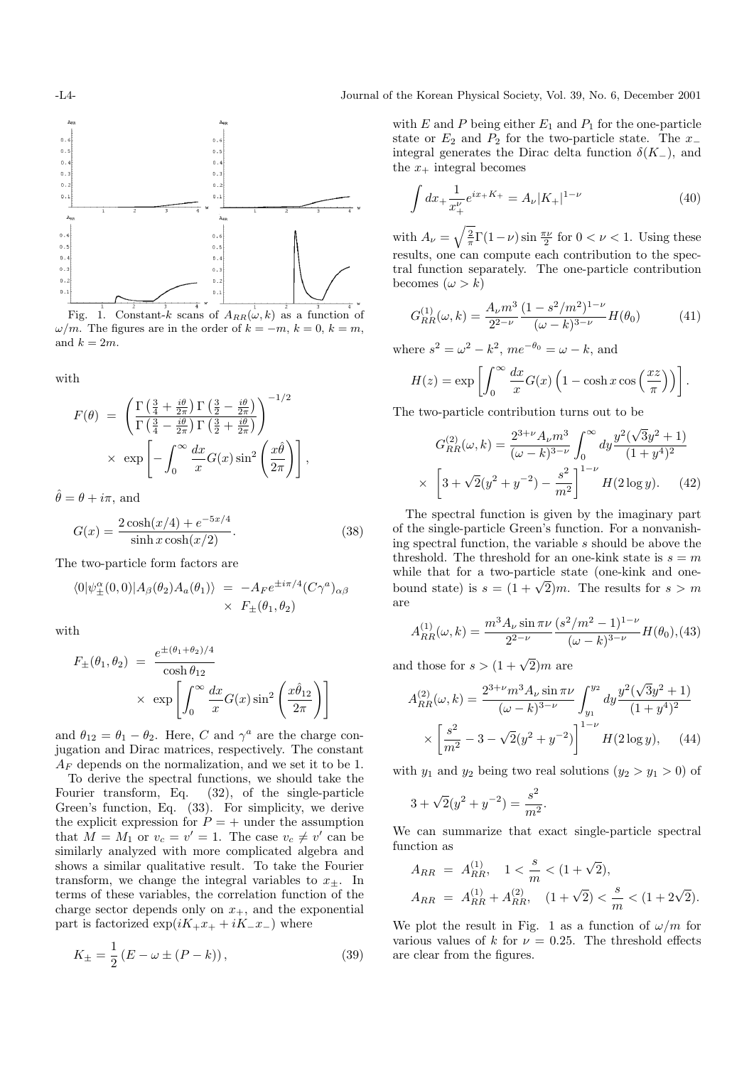Fig. 1. Constant-$k$ scans of $A_{RR}(\omega, k)$ as a function of $\omega/m$. The figures are in the order of $k = -m$, $k = 0$, $k = m$, and $k = 2m$.

with

$$F(\theta) = \left( \frac{\Gamma\left(\frac{3}{4} + \frac{i\theta}{2\pi}\right) \Gamma\left(\frac{3}{2} - \frac{i\theta}{2\pi}\right)}{\Gamma\left(\frac{3}{4} - \frac{i\theta}{2\pi}\right) \Gamma\left(\frac{3}{2} + \frac{i\theta}{2\pi}\right)} \right)^{-1/2} \times \exp\left[ -\int_0^\infty \frac{dx}{x} G(x) \sin^2\left(\frac{x\hat{\theta}}{2\pi}\right) \right],$$

$\hat{\theta} = \theta + i\pi$, and

$$G(x) = \frac{2\cosh(x/4) + e^{-5x/4}}{\sinh x \cosh(x/2)}. \tag{38}$$

The two-particle form factors are

$$\langle 0|\psi_\pm^\alpha(0,0)|A_\beta(\theta_2)A_a(\theta_1)\rangle = -A_F e^{\pm i\pi/4} (C\gamma^a)_{\alpha\beta} \times F_\pm(\theta_1, \theta_2)$$

with

$$F_\pm(\theta_1, \theta_2) = \frac{e^{\pm(\theta_1+\theta_2)/4}}{\cosh\theta_{12}} \times \exp\left[ \int_0^\infty \frac{dx}{x} G(x) \sin^2\left(\frac{x\hat{\theta}_{12}}{2\pi}\right) \right]$$

and $\theta_{12} = \theta_1 - \theta_2$. Here, $C$ and $\gamma^a$ are the charge conjugation and Dirac matrices, respectively. The constant $A_F$ depends on the normalization, and we set it to be 1.

To derive the spectral functions, we should take the Fourier transform, Eq. (32), of the single-particle Green's function, Eq. (33). For simplicity, we derive the explicit expression for $P = +$ under the assumption that $M = M_1$ or $v_c = v' = 1$. The case $v_c \neq v'$ can be similarly analyzed with more complicated algebra and shows a similar qualitative result. To take the Fourier transform, we change the integral variables to $x_\pm$. In terms of these variables, the correlation function of the charge sector depends only on $x_+$, and the exponential part is factorized $\exp(iK_+x_+ + iK_-x_-)$ where

$$K_\pm = \frac{1}{2}\left(E - \omega \pm (P - k)\right), \tag{39}$$

with $E$ and $P$ being either $E_1$ and $P_1$ for the one-particle state or $E_2$ and $P_2$ for the two-particle state. The $x_-$ integral generates the Dirac delta function $\delta(K_-)$, and the $x_+$ integral becomes

$$\int dx_+ \frac{1}{x_+^\nu} e^{ix_+K_+} = A_\nu |K_+|^{1-\nu} \tag{40}$$

with $A_\nu = \sqrt{\frac{2}{\pi}}\Gamma(1-\nu)\sin\frac{\pi\nu}{2}$ for $0 < \nu < 1$. Using these results, one can compute each contribution to the spectral function separately. The one-particle contribution becomes ($\omega > k$)

$$G_{RR}^{(1)}(\omega, k) = \frac{A_\nu m^3}{2^{2-\nu}} \frac{(1 - s^2/m^2)^{1-\nu}}{(\omega - k)^{3-\nu}} H(\theta_0) \tag{41}$$

where $s^2 = \omega^2 - k^2$, $me^{-\theta_0} = \omega - k$, and

$$H(z) = \exp\left[ \int_0^\infty \frac{dx}{x} G(x) \left(1 - \cosh x \cos\left(\frac{xz}{\pi}\right)\right) \right].$$

The two-particle contribution turns out to be

$$G_{RR}^{(2)}(\omega, k) = \frac{2^{3+\nu} A_\nu m^3}{(\omega - k)^{3-\nu}} \int_0^\infty dy \frac{y^2(\sqrt{3}y^2 + 1)}{(1 + y^4)^2} \times \left[ 3 + \sqrt{2}(y^2 + y^{-2}) - \frac{s^2}{m^2} \right]^{1-\nu} H(2\log y). \tag{42}$$

The spectral function is given by the imaginary part of the single-particle Green's function. For a nonvanishing spectral function, the variable $s$ should be above the threshold. The threshold for an one-kink state is $s = m$ while that for a two-particle state (one-kink and one-bound state) is $s = (1 + \sqrt{2})m$. The results for $s > m$ are

$$A_{RR}^{(1)}(\omega, k) = \frac{m^3 A_\nu \sin\pi\nu}{2^{2-\nu}} \frac{(s^2/m^2 - 1)^{1-\nu}}{(\omega - k)^{3-\nu}} H(\theta_0), \tag{43}$$

and those for $s > (1 + \sqrt{2})m$ are

$$A_{RR}^{(2)}(\omega, k) = \frac{2^{3+\nu} m^3 A_\nu \sin\pi\nu}{(\omega - k)^{3-\nu}} \int_{y_1}^{y_2} dy \frac{y^2(\sqrt{3}y^2 + 1)}{(1 + y^4)^2} \times \left[ \frac{s^2}{m^2} - 3 - \sqrt{2}(y^2 + y^{-2}) \right]^{1-\nu} H(2\log y), \tag{44}$$

with $y_1$ and $y_2$ being two real solutions ($y_2 > y_1 > 0$) of

$$3 + \sqrt{2}(y^2 + y^{-2}) = \frac{s^2}{m^2}.$$

We can summarize that exact single-particle spectral function as

$$A_{RR} = A_{RR}^{(1)}, \quad 1 < \frac{s}{m} < (1 + \sqrt{2}),$$
$$A_{RR} = A_{RR}^{(1)} + A_{RR}^{(2)}, \quad (1 + \sqrt{2}) < \frac{s}{m} < (1 + 2\sqrt{2}).$$

We plot the result in Fig. 1 as a function of $\omega/m$ for various values of $k$ for $\nu = 0.25$. The threshold effects are clear from the figures.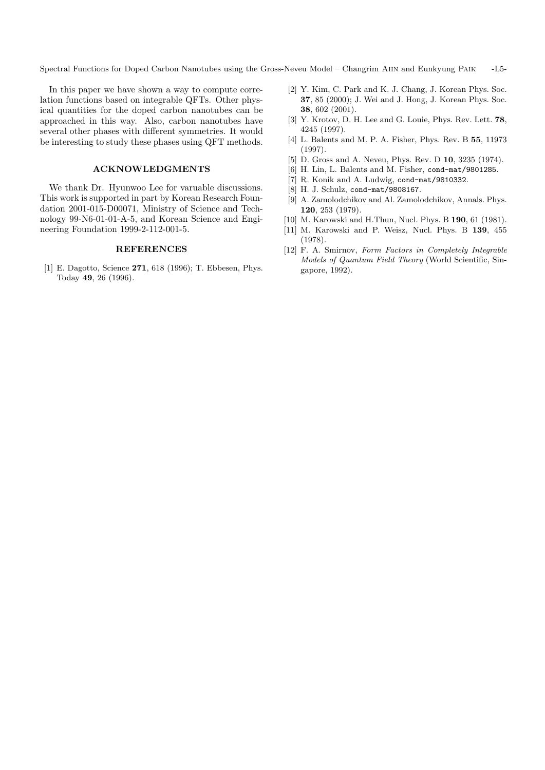In this paper we have shown a way to compute correlation functions based on integrable QFTs. Other physical quantities for the doped carbon nanotubes can be approached in this way. Also, carbon nanotubes have several other phases with different symmetries. It would be interesting to study these phases using QFT methods.

## ACKNOWLEDGMENTS

We thank Dr. Hyunwoo Lee for varuable discussions. This work is supported in part by Korean Research Foundation 2001-015-D00071, Ministry of Science and Technology 99-N6-01-01-A-5, and Korean Science and Engineering Foundation 1999-2-112-001-5.

## REFERENCES

[1] E. Dagotto, Science **271**, 618 (1996); T. Ebbesen, Phys. Today **49**, 26 (1996).

[2] Y. Kim, C. Park and K. J. Chang, J. Korean Phys. Soc. **37**, 85 (2000); J. Wei and J. Hong, J. Korean Phys. Soc. **38**, 602 (2001).

[3] Y. Krotov, D. H. Lee and G. Louie, Phys. Rev. Lett. **78**, 4245 (1997).

[4] L. Balents and M. P. A. Fisher, Phys. Rev. B **55**, 11973 (1997).

[5] D. Gross and A. Neveu, Phys. Rev. D **10**, 3235 (1974).

[6] H. Lin, L. Balents and M. Fisher, `cond-mat/9801285`.

[7] R. Konik and A. Ludwig, `cond-mat/9810332`.

[8] H. J. Schulz, `cond-mat/9808167`.

[9] A. Zamolodchikov and Al. Zamolodchikov, Annals. Phys. **120**, 253 (1979).

[10] M. Karowski and H.Thun, Nucl. Phys. B **190**, 61 (1981).

[11] M. Karowski and P. Weisz, Nucl. Phys. B **139**, 455 (1978).

[12] F. A. Smirnov, *Form Factors in Completely Integrable Models of Quantum Field Theory* (World Scientific, Singapore, 1992).